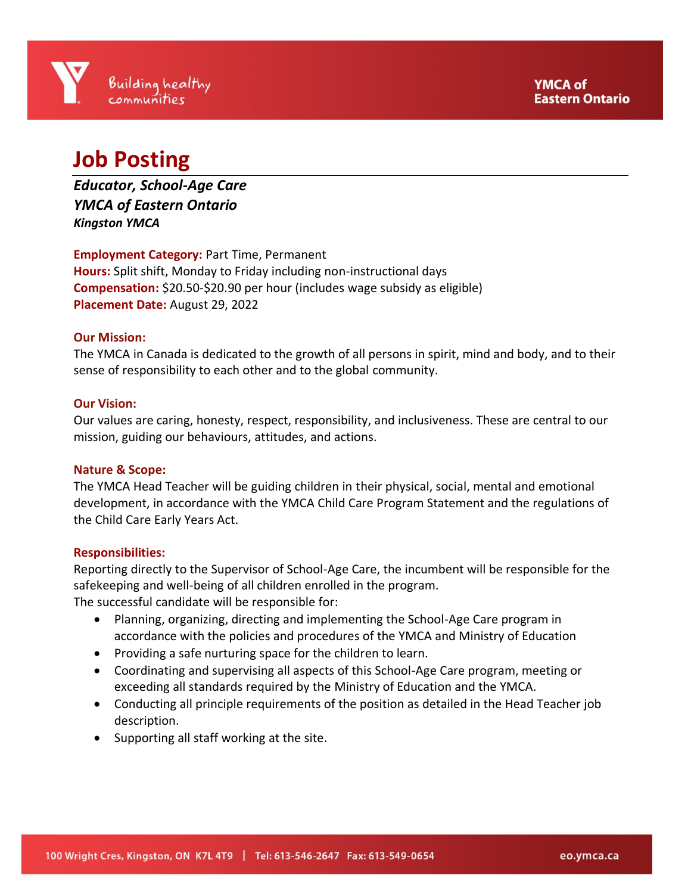# Job Posting

***Educator, School-Age Care***
***YMCA of Eastern Ontario***
***Kingston YMCA***

**Employment Category:** Part Time, Permanent
**Hours:** Split shift, Monday to Friday including non-instructional days
**Compensation:** $20.50-$20.90 per hour (includes wage subsidy as eligible)
**Placement Date:** August 29, 2022

**Our Mission:**
The YMCA in Canada is dedicated to the growth of all persons in spirit, mind and body, and to their sense of responsibility to each other and to the global community.

**Our Vision:**
Our values are caring, honesty, respect, responsibility, and inclusiveness. These are central to our mission, guiding our behaviours, attitudes, and actions.

**Nature & Scope:**
The YMCA Head Teacher will be guiding children in their physical, social, mental and emotional development, in accordance with the YMCA Child Care Program Statement and the regulations of the Child Care Early Years Act.

**Responsibilities:**
Reporting directly to the Supervisor of School-Age Care, the incumbent will be responsible for the safekeeping and well-being of all children enrolled in the program.
The successful candidate will be responsible for:

- Planning, organizing, directing and implementing the School-Age Care program in accordance with the policies and procedures of the YMCA and Ministry of Education
- Providing a safe nurturing space for the children to learn.
- Coordinating and supervising all aspects of this School-Age Care program, meeting or exceeding all standards required by the Ministry of Education and the YMCA.
- Conducting all principle requirements of the position as detailed in the Head Teacher job description.
- Supporting all staff working at the site.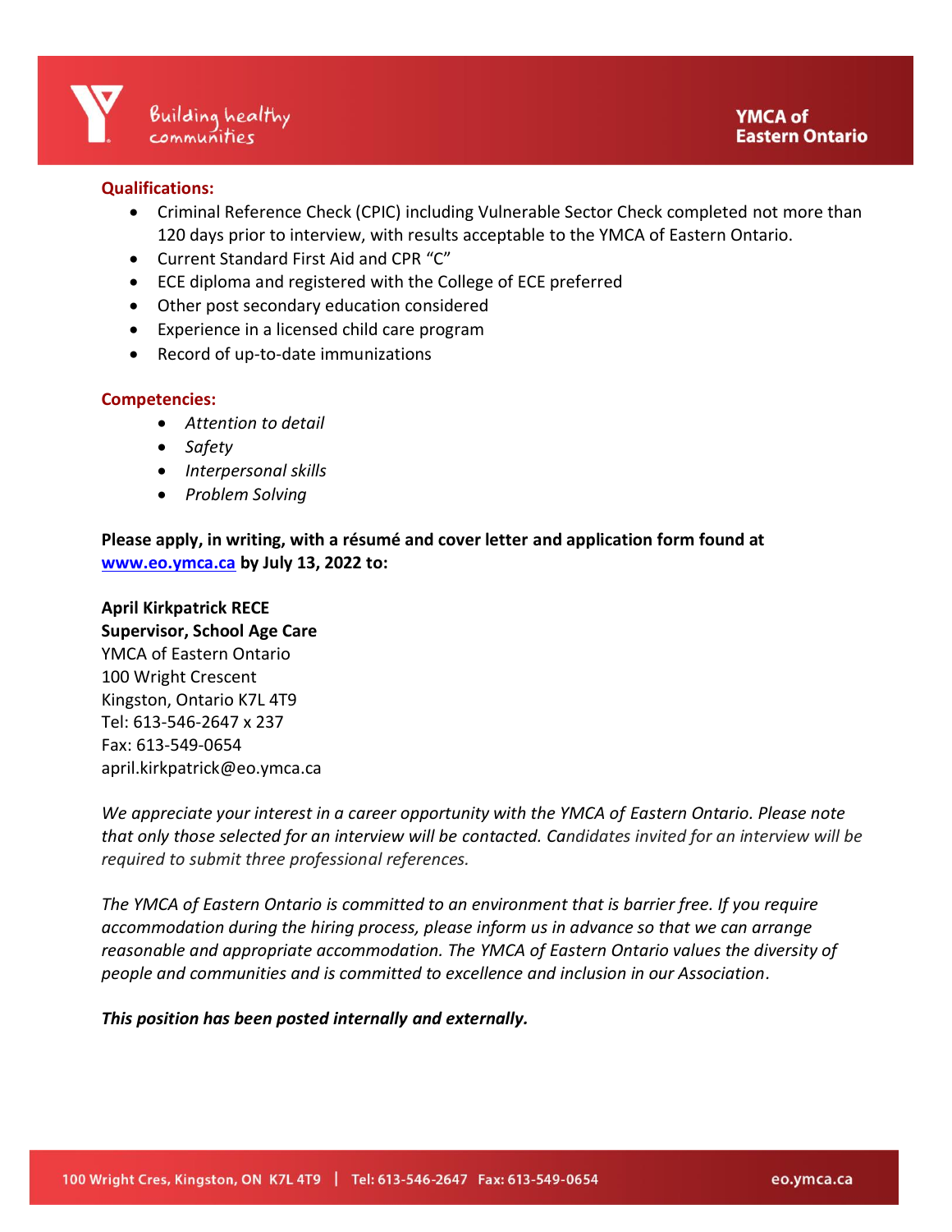**Qualifications:**

- Criminal Reference Check (CPIC) including Vulnerable Sector Check completed not more than 120 days prior to interview, with results acceptable to the YMCA of Eastern Ontario.
- Current Standard First Aid and CPR "C"
- ECE diploma and registered with the College of ECE preferred
- Other post secondary education considered
- Experience in a licensed child care program
- Record of up-to-date immunizations

**Competencies:**

- *Attention to detail*
- *Safety*
- *Interpersonal skills*
- *Problem Solving*

**Please apply, in writing, with a résumé and cover letter and application form found at [www.eo.ymca.ca](www.eo.ymca.ca) by July 13, 2022 to:**

**April Kirkpatrick RECE**
**Supervisor, School Age Care**
YMCA of Eastern Ontario
100 Wright Crescent
Kingston, Ontario K7L 4T9
Tel: 613-546-2647 x 237
Fax: 613-549-0654
april.kirkpatrick@eo.ymca.ca

*We appreciate your interest in a career opportunity with the YMCA of Eastern Ontario. Please note that only those selected for an interview will be contacted. Candidates invited for an interview will be required to submit three professional references.*

*The YMCA of Eastern Ontario is committed to an environment that is barrier free. If you require accommodation during the hiring process, please inform us in advance so that we can arrange reasonable and appropriate accommodation. The YMCA of Eastern Ontario values the diversity of people and communities and is committed to excellence and inclusion in our Association.*

***This position has been posted internally and externally.***